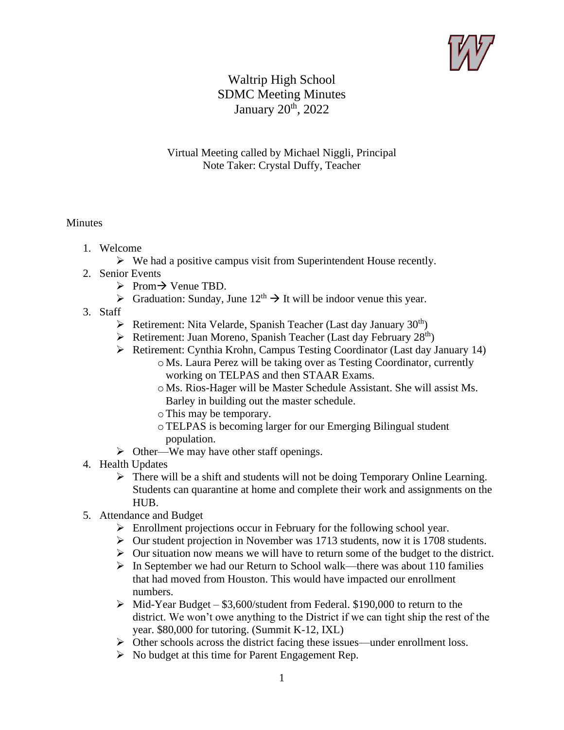# Waltrip High School
# SDMC Meeting Minutes
# January 20th, 2022

Virtual Meeting called by Michael Niggli, Principal
Note Taker: Crystal Duffy, Teacher

Minutes

1. Welcome
   - We had a positive campus visit from Superintendent House recently.
2. Senior Events
   - Prom→ Venue TBD.
   - Graduation: Sunday, June 12th → It will be indoor venue this year.
3. Staff
   - Retirement: Nita Velarde, Spanish Teacher (Last day January 30th)
   - Retirement: Juan Moreno, Spanish Teacher (Last day February 28th)
   - Retirement: Cynthia Krohn, Campus Testing Coordinator (Last day January 14)
     - Ms. Laura Perez will be taking over as Testing Coordinator, currently working on TELPAS and then STAAR Exams.
     - Ms. Rios-Hager will be Master Schedule Assistant. She will assist Ms. Barley in building out the master schedule.
     - This may be temporary.
     - TELPAS is becoming larger for our Emerging Bilingual student population.
   - Other—We may have other staff openings.
4. Health Updates
   - There will be a shift and students will not be doing Temporary Online Learning. Students can quarantine at home and complete their work and assignments on the HUB.
5. Attendance and Budget
   - Enrollment projections occur in February for the following school year.
   - Our student projection in November was 1713 students, now it is 1708 students.
   - Our situation now means we will have to return some of the budget to the district.
   - In September we had our Return to School walk—there was about 110 families that had moved from Houston. This would have impacted our enrollment numbers.
   - Mid-Year Budget – $3,600/student from Federal. $190,000 to return to the district. We won't owe anything to the District if we can tight ship the rest of the year. $80,000 for tutoring. (Summit K-12, IXL)
   - Other schools across the district facing these issues—under enrollment loss.
   - No budget at this time for Parent Engagement Rep.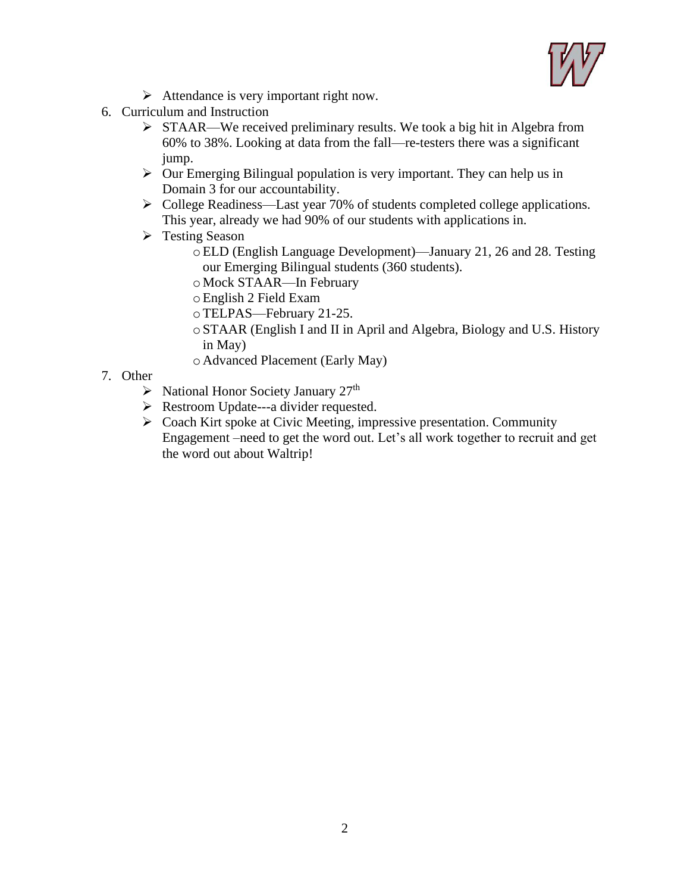- Attendance is very important right now.

6. Curriculum and Instruction
   - STAAR—We received preliminary results. We took a big hit in Algebra from 60% to 38%. Looking at data from the fall—re-testers there was a significant jump.
   - Our Emerging Bilingual population is very important. They can help us in Domain 3 for our accountability.
   - College Readiness—Last year 70% of students completed college applications. This year, already we had 90% of our students with applications in.
   - Testing Season
     - ELD (English Language Development)—January 21, 26 and 28. Testing our Emerging Bilingual students (360 students).
     - Mock STAAR—In February
     - English 2 Field Exam
     - TELPAS—February 21-25.
     - STAAR (English I and II in April and Algebra, Biology and U.S. History in May)
     - Advanced Placement (Early May)
7. Other
   - National Honor Society January 27th
   - Restroom Update---a divider requested.
   - Coach Kirt spoke at Civic Meeting, impressive presentation. Community Engagement –need to get the word out. Let's all work together to recruit and get the word out about Waltrip!